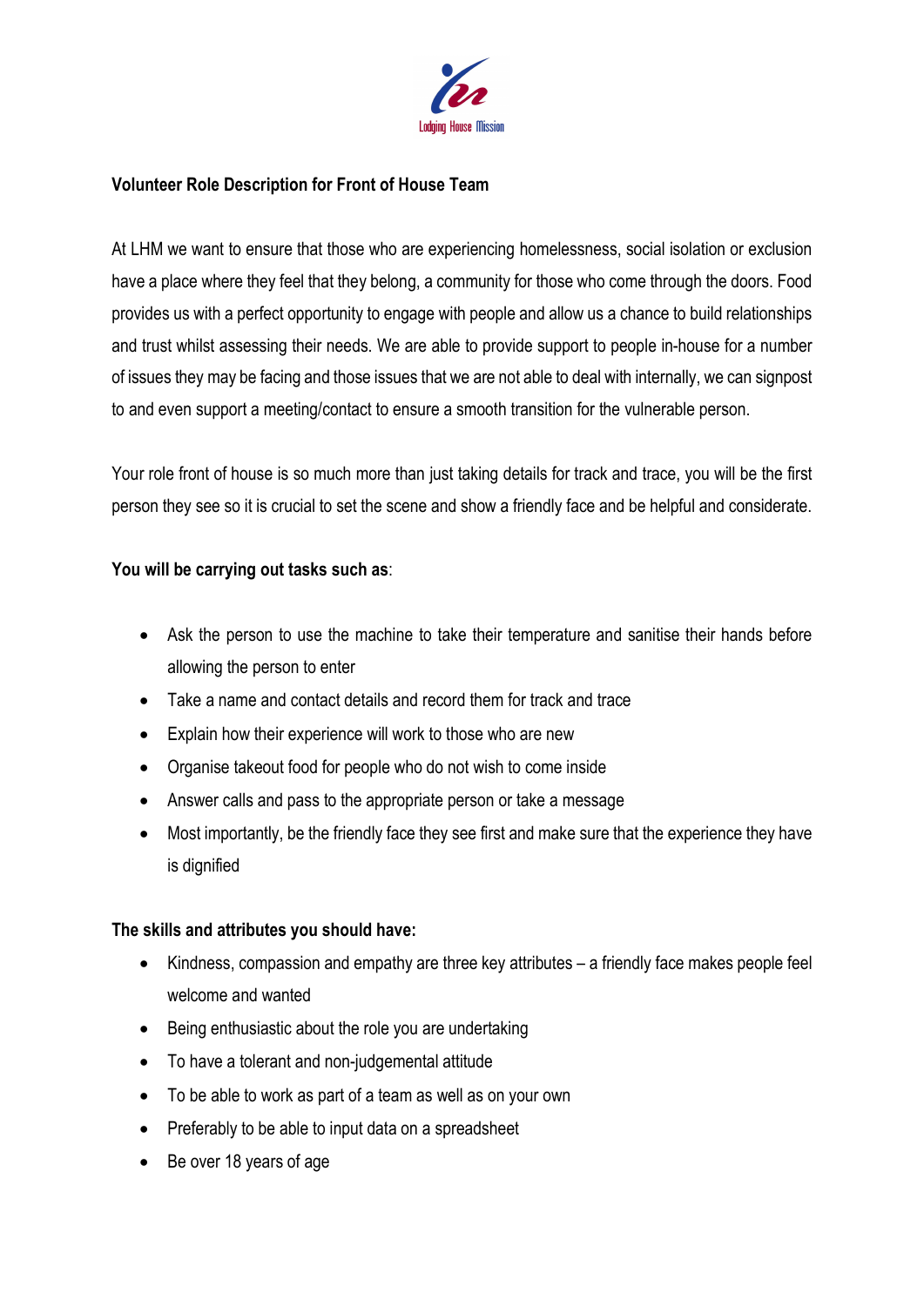Lodging House Mission

**Volunteer Role Description for Front of House Team**

At LHM we want to ensure that those who are experiencing homelessness, social isolation or exclusion have a place where they feel that they belong, a community for those who come through the doors. Food provides us with a perfect opportunity to engage with people and allow us a chance to build relationships and trust whilst assessing their needs. We are able to provide support to people in-house for a number of issues they may be facing and those issues that we are not able to deal with internally, we can signpost to and even support a meeting/contact to ensure a smooth transition for the vulnerable person.

Your role front of house is so much more than just taking details for track and trace, you will be the first person they see so it is crucial to set the scene and show a friendly face and be helpful and considerate.

**You will be carrying out tasks such as**:

- Ask the person to use the machine to take their temperature and sanitise their hands before allowing the person to enter
- Take a name and contact details and record them for track and trace
- Explain how their experience will work to those who are new
- Organise takeout food for people who do not wish to come inside
- Answer calls and pass to the appropriate person or take a message
- Most importantly, be the friendly face they see first and make sure that the experience they have is dignified

**The skills and attributes you should have:**

- Kindness, compassion and empathy are three key attributes – a friendly face makes people feel welcome and wanted
- Being enthusiastic about the role you are undertaking
- To have a tolerant and non-judgemental attitude
- To be able to work as part of a team as well as on your own
- Preferably to be able to input data on a spreadsheet
- Be over 18 years of age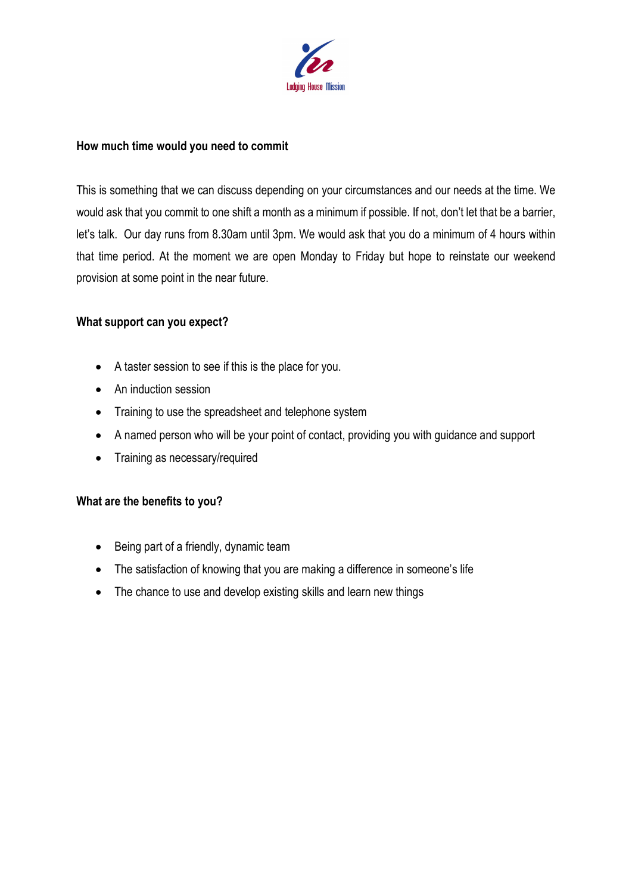## How much time would you need to commit

This is something that we can discuss depending on your circumstances and our needs at the time. We would ask that you commit to one shift a month as a minimum if possible. If not, don't let that be a barrier, let's talk. Our day runs from 8.30am until 3pm. We would ask that you do a minimum of 4 hours within that time period. At the moment we are open Monday to Friday but hope to reinstate our weekend provision at some point in the near future.

## What support can you expect?

- A taster session to see if this is the place for you.
- An induction session
- Training to use the spreadsheet and telephone system
- A named person who will be your point of contact, providing you with guidance and support
- Training as necessary/required

## What are the benefits to you?

- Being part of a friendly, dynamic team
- The satisfaction of knowing that you are making a difference in someone's life
- The chance to use and develop existing skills and learn new things